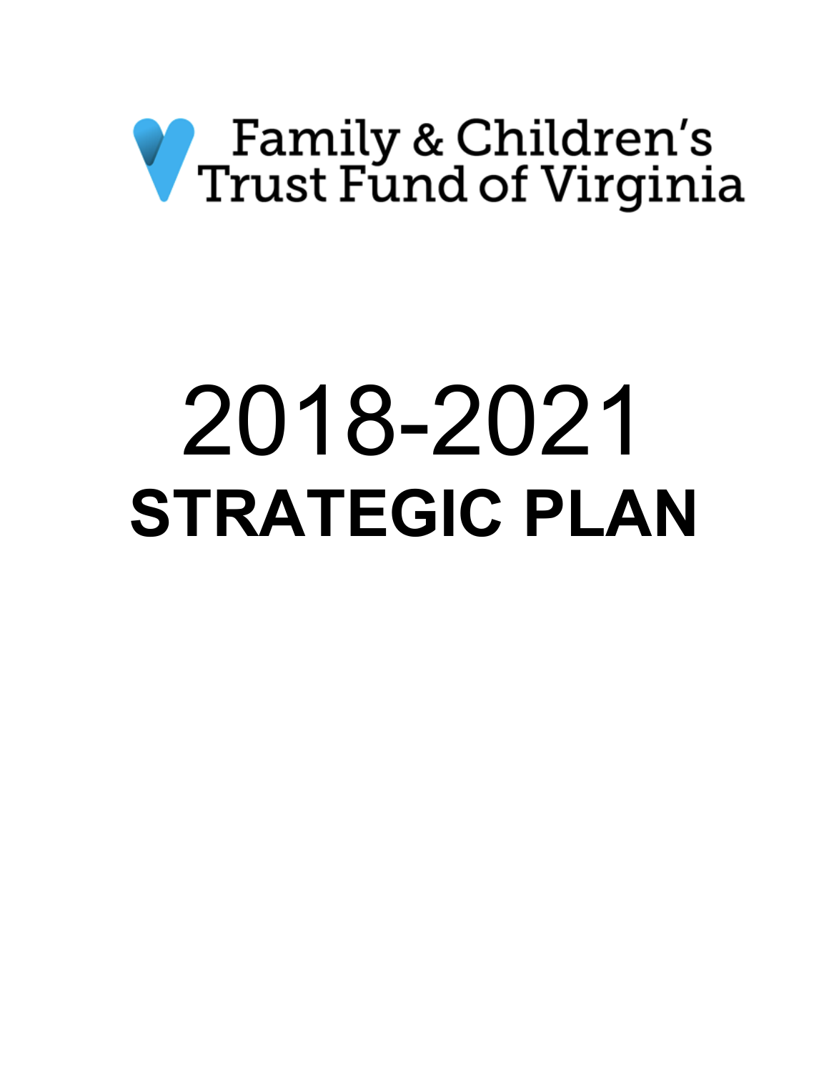Family & Children's Trust Fund of Virginia

# 2018-2021

# STRATEGIC PLAN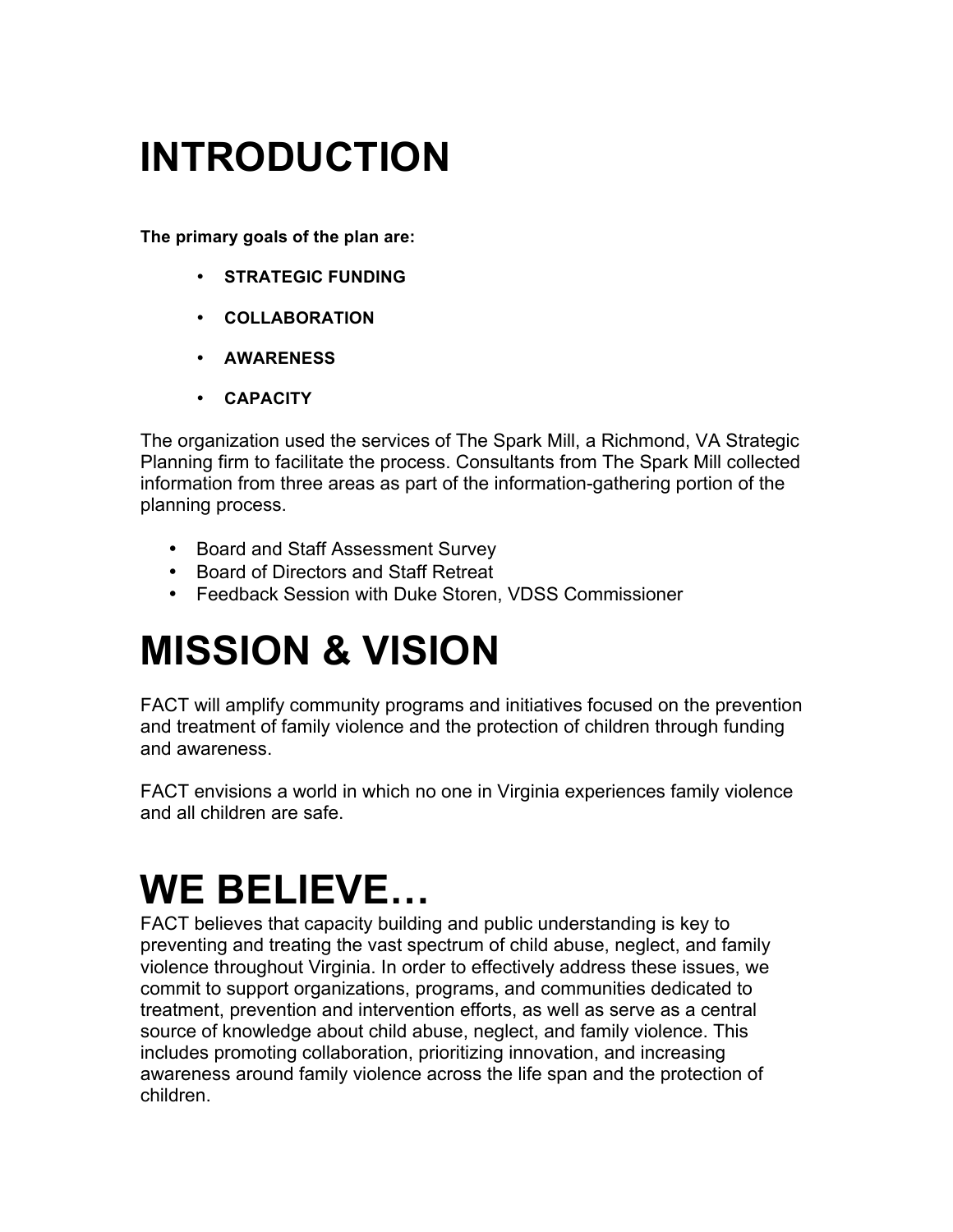# INTRODUCTION

**The primary goals of the plan are:**

- **STRATEGIC FUNDING**
- **COLLABORATION**
- **AWARENESS**
- **CAPACITY**

The organization used the services of The Spark Mill, a Richmond, VA Strategic Planning firm to facilitate the process. Consultants from The Spark Mill collected information from three areas as part of the information-gathering portion of the planning process.

- Board and Staff Assessment Survey
- Board of Directors and Staff Retreat
- Feedback Session with Duke Storen, VDSS Commissioner

# MISSION & VISION

FACT will amplify community programs and initiatives focused on the prevention and treatment of family violence and the protection of children through funding and awareness.

FACT envisions a world in which no one in Virginia experiences family violence and all children are safe.

# WE BELIEVE…

FACT believes that capacity building and public understanding is key to preventing and treating the vast spectrum of child abuse, neglect, and family violence throughout Virginia. In order to effectively address these issues, we commit to support organizations, programs, and communities dedicated to treatment, prevention and intervention efforts, as well as serve as a central source of knowledge about child abuse, neglect, and family violence. This includes promoting collaboration, prioritizing innovation, and increasing awareness around family violence across the life span and the protection of children.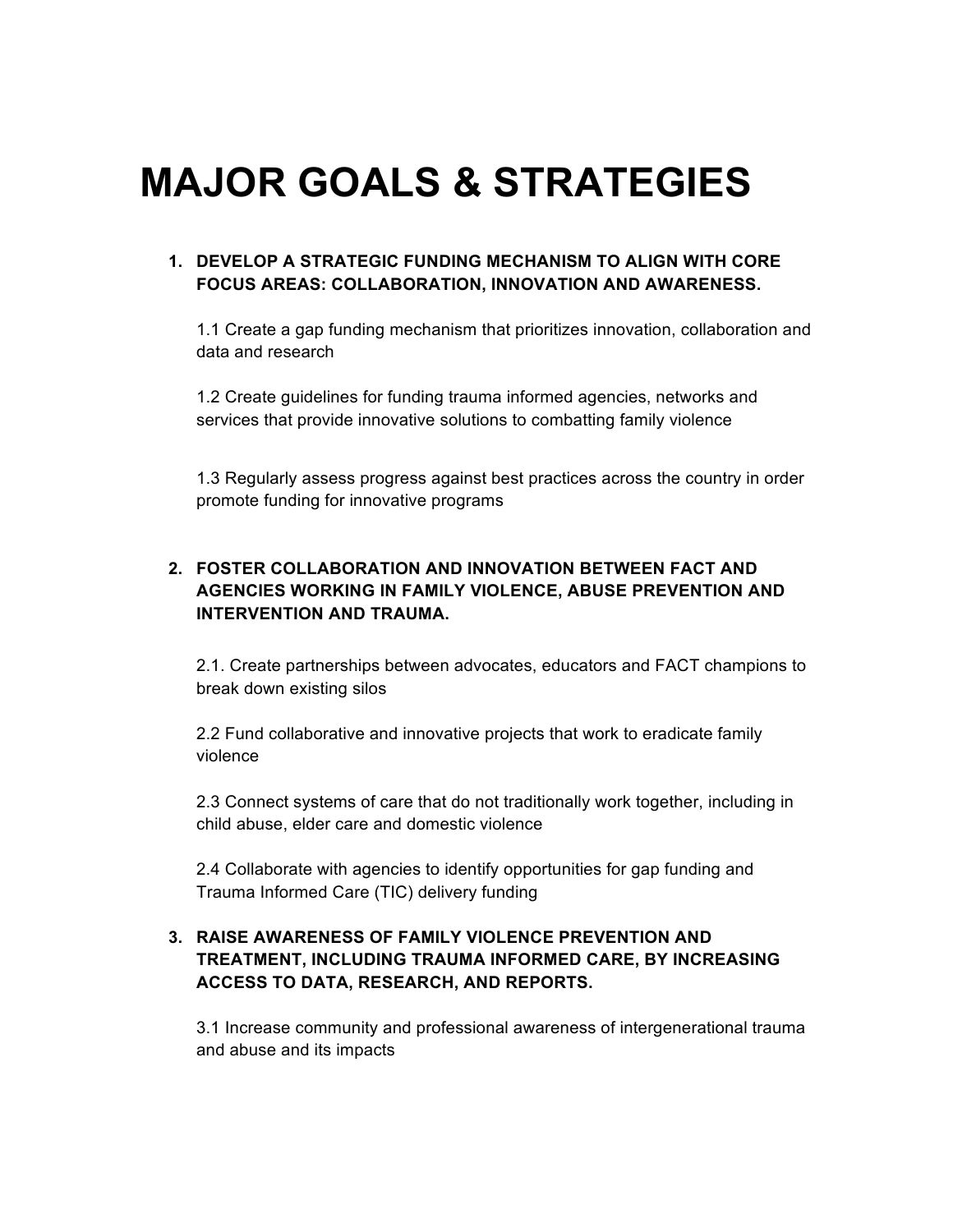# MAJOR GOALS & STRATEGIES

1. **DEVELOP A STRATEGIC FUNDING MECHANISM TO ALIGN WITH CORE FOCUS AREAS: COLLABORATION, INNOVATION AND AWARENESS.**

   1.1 Create a gap funding mechanism that prioritizes innovation, collaboration and data and research

   1.2 Create guidelines for funding trauma informed agencies, networks and services that provide innovative solutions to combatting family violence

   1.3 Regularly assess progress against best practices across the country in order promote funding for innovative programs

2. **FOSTER COLLABORATION AND INNOVATION BETWEEN FACT AND AGENCIES WORKING IN FAMILY VIOLENCE, ABUSE PREVENTION AND INTERVENTION AND TRAUMA.**

   2.1. Create partnerships between advocates, educators and FACT champions to break down existing silos

   2.2 Fund collaborative and innovative projects that work to eradicate family violence

   2.3 Connect systems of care that do not traditionally work together, including in child abuse, elder care and domestic violence

   2.4 Collaborate with agencies to identify opportunities for gap funding and Trauma Informed Care (TIC) delivery funding

3. **RAISE AWARENESS OF FAMILY VIOLENCE PREVENTION AND TREATMENT, INCLUDING TRAUMA INFORMED CARE, BY INCREASING ACCESS TO DATA, RESEARCH, AND REPORTS.**

   3.1 Increase community and professional awareness of intergenerational trauma and abuse and its impacts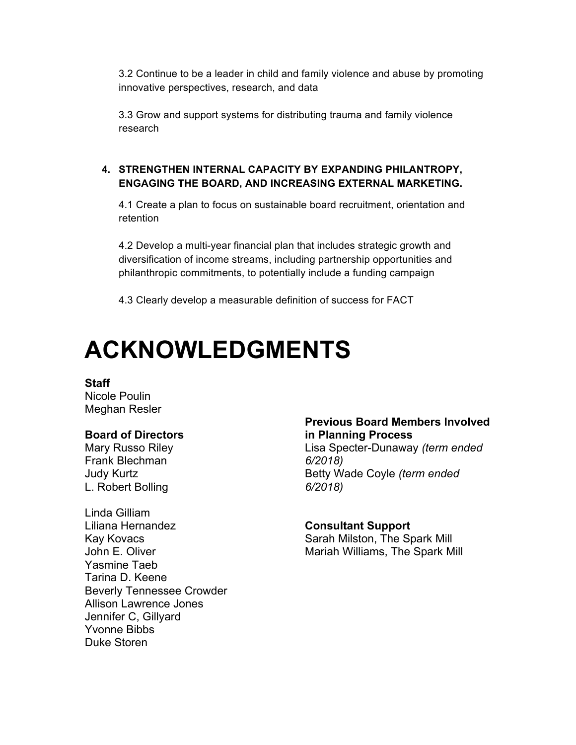3.2 Continue to be a leader in child and family violence and abuse by promoting innovative perspectives, research, and data

3.3 Grow and support systems for distributing trauma and family violence research

4. **STRENGTHEN INTERNAL CAPACITY BY EXPANDING PHILANTROPY, ENGAGING THE BOARD, AND INCREASING EXTERNAL MARKETING.**

   4.1 Create a plan to focus on sustainable board recruitment, orientation and retention

   4.2 Develop a multi-year financial plan that includes strategic growth and diversification of income streams, including partnership opportunities and philanthropic commitments, to potentially include a funding campaign

   4.3 Clearly develop a measurable definition of success for FACT

# ACKNOWLEDGMENTS

**Staff**
Nicole Poulin
Meghan Resler

**Board of Directors**
Mary Russo Riley
Frank Blechman
Judy Kurtz
L. Robert Bolling

Linda Gilliam
Liliana Hernandez
Kay Kovacs
John E. Oliver
Yasmine Taeb
Tarina D. Keene
Beverly Tennessee Crowder
Allison Lawrence Jones
Jennifer C, Gillyard
Yvonne Bibbs
Duke Storen

**Previous Board Members Involved in Planning Process**
Lisa Specter-Dunaway *(term ended 6/2018)*
Betty Wade Coyle *(term ended 6/2018)*

**Consultant Support**
Sarah Milston, The Spark Mill
Mariah Williams, The Spark Mill